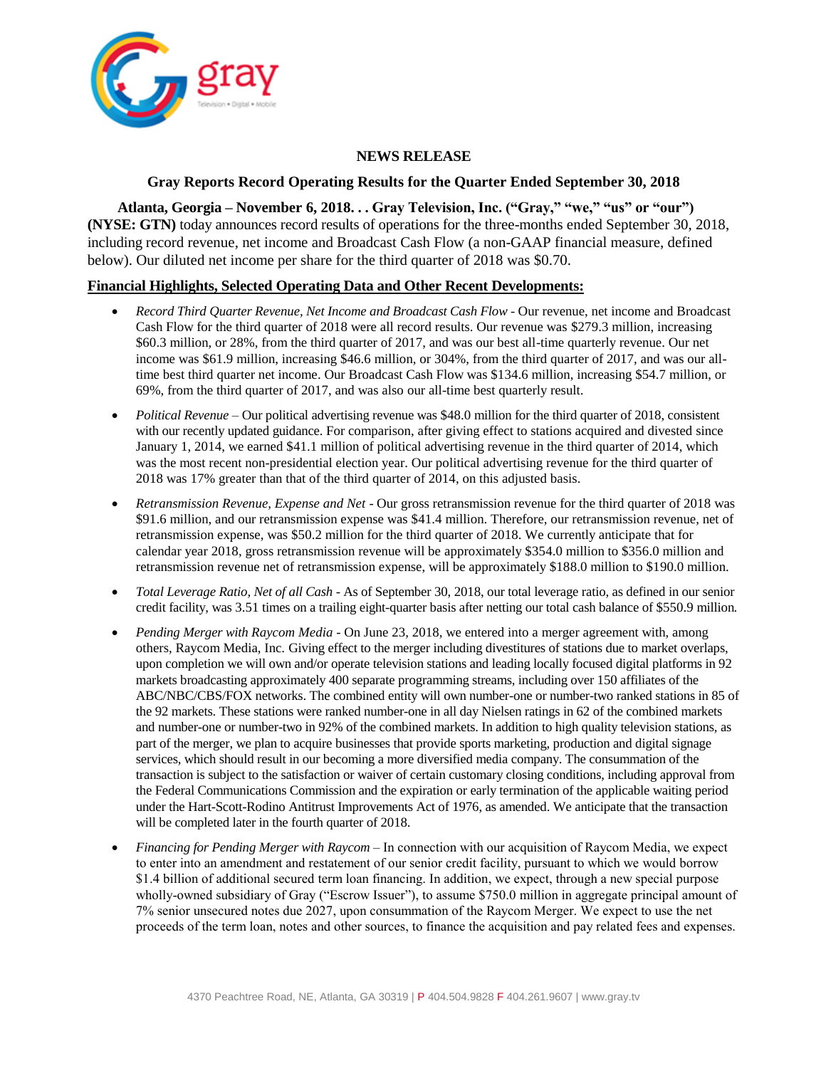**NEWS RELEASE**

**Gray Reports Record Operating Results for the Quarter Ended September 30, 2018**

**Atlanta, Georgia – November 6, 2018. . . Gray Television, Inc. ("Gray," "we," "us" or "our") (NYSE: GTN)** today announces record results of operations for the three-months ended September 30, 2018, including record revenue, net income and Broadcast Cash Flow (a non-GAAP financial measure, defined below). Our diluted net income per share for the third quarter of 2018 was $0.70.

**Financial Highlights, Selected Operating Data and Other Recent Developments:**

- *Record Third Quarter Revenue, Net Income and Broadcast Cash Flow* - Our revenue, net income and Broadcast Cash Flow for the third quarter of 2018 were all record results. Our revenue was $279.3 million, increasing $60.3 million, or 28%, from the third quarter of 2017, and was our best all-time quarterly revenue. Our net income was $61.9 million, increasing $46.6 million, or 304%, from the third quarter of 2017, and was our all-time best third quarter net income. Our Broadcast Cash Flow was $134.6 million, increasing $54.7 million, or 69%, from the third quarter of 2017, and was also our all-time best quarterly result.

- *Political Revenue* – Our political advertising revenue was $48.0 million for the third quarter of 2018, consistent with our recently updated guidance. For comparison, after giving effect to stations acquired and divested since January 1, 2014, we earned $41.1 million of political advertising revenue in the third quarter of 2014, which was the most recent non-presidential election year. Our political advertising revenue for the third quarter of 2018 was 17% greater than that of the third quarter of 2014, on this adjusted basis.

- *Retransmission Revenue, Expense and Net* - Our gross retransmission revenue for the third quarter of 2018 was $91.6 million, and our retransmission expense was $41.4 million. Therefore, our retransmission revenue, net of retransmission expense, was $50.2 million for the third quarter of 2018. We currently anticipate that for calendar year 2018, gross retransmission revenue will be approximately $354.0 million to $356.0 million and retransmission revenue net of retransmission expense, will be approximately $188.0 million to $190.0 million.

- *Total Leverage Ratio, Net of all Cash* - As of September 30, 2018, our total leverage ratio, as defined in our senior credit facility, was 3.51 times on a trailing eight-quarter basis after netting our total cash balance of $550.9 million.

- *Pending Merger with Raycom Media* - On June 23, 2018, we entered into a merger agreement with, among others, Raycom Media, Inc. Giving effect to the merger including divestitures of stations due to market overlaps, upon completion we will own and/or operate television stations and leading locally focused digital platforms in 92 markets broadcasting approximately 400 separate programming streams, including over 150 affiliates of the ABC/NBC/CBS/FOX networks. The combined entity will own number-one or number-two ranked stations in 85 of the 92 markets. These stations were ranked number-one in all day Nielsen ratings in 62 of the combined markets and number-one or number-two in 92% of the combined markets. In addition to high quality television stations, as part of the merger, we plan to acquire businesses that provide sports marketing, production and digital signage services, which should result in our becoming a more diversified media company. The consummation of the transaction is subject to the satisfaction or waiver of certain customary closing conditions, including approval from the Federal Communications Commission and the expiration or early termination of the applicable waiting period under the Hart-Scott-Rodino Antitrust Improvements Act of 1976, as amended. We anticipate that the transaction will be completed later in the fourth quarter of 2018.

- *Financing for Pending Merger with Raycom* – In connection with our acquisition of Raycom Media, we expect to enter into an amendment and restatement of our senior credit facility, pursuant to which we would borrow $1.4 billion of additional secured term loan financing. In addition, we expect, through a new special purpose wholly-owned subsidiary of Gray ("Escrow Issuer"), to assume $750.0 million in aggregate principal amount of 7% senior unsecured notes due 2027, upon consummation of the Raycom Merger. We expect to use the net proceeds of the term loan, notes and other sources, to finance the acquisition and pay related fees and expenses.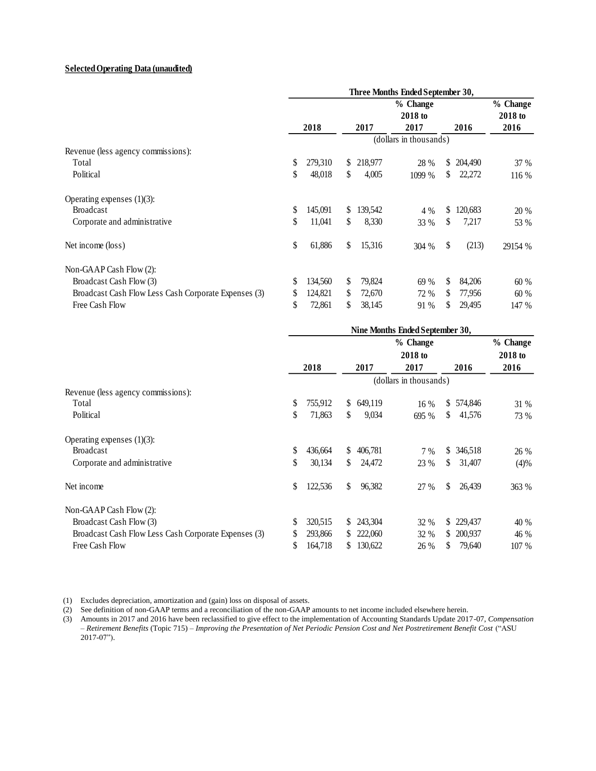**Selected Operating Data (unaudited)**

| | Three Months Ended September 30, | | | | |
|---|---|---|---|---|---|
| | 2018 | 2017 | % Change 2018 to 2017 | 2016 | % Change 2018 to 2016 |
| | (dollars in thousands) | | | | |
| Revenue (less agency commissions): | | | | | |
| Total | $ 279,310 | $ 218,977 | 28 % | $ 204,490 | 37 % |
| Political | $ 48,018 | $ 4,005 | 1099 % | $ 22,272 | 116 % |
| Operating expenses (1)(3): | | | | | |
| Broadcast | $ 145,091 | $ 139,542 | 4 % | $ 120,683 | 20 % |
| Corporate and administrative | $ 11,041 | $ 8,330 | 33 % | $ 7,217 | 53 % |
| Net income (loss) | $ 61,886 | $ 15,316 | 304 % | $ (213) | 29154 % |
| Non-GAAP Cash Flow (2): | | | | | |
| Broadcast Cash Flow (3) | $ 134,560 | $ 79,824 | 69 % | $ 84,206 | 60 % |
| Broadcast Cash Flow Less Cash Corporate Expenses (3) | $ 124,821 | $ 72,670 | 72 % | $ 77,956 | 60 % |
| Free Cash Flow | $ 72,861 | $ 38,145 | 91 % | $ 29,495 | 147 % |

| | Nine Months Ended September 30, | | | | |
|---|---|---|---|---|---|
| | 2018 | 2017 | % Change 2018 to 2017 | 2016 | % Change 2018 to 2016 |
| | (dollars in thousands) | | | | |
| Revenue (less agency commissions): | | | | | |
| Total | $ 755,912 | $ 649,119 | 16 % | $ 574,846 | 31 % |
| Political | $ 71,863 | $ 9,034 | 695 % | $ 41,576 | 73 % |
| Operating expenses (1)(3): | | | | | |
| Broadcast | $ 436,664 | $ 406,781 | 7 % | $ 346,518 | 26 % |
| Corporate and administrative | $ 30,134 | $ 24,472 | 23 % | $ 31,407 | (4)% |
| Net income | $ 122,536 | $ 96,382 | 27 % | $ 26,439 | 363 % |
| Non-GAAP Cash Flow (2): | | | | | |
| Broadcast Cash Flow (3) | $ 320,515 | $ 243,304 | 32 % | $ 229,437 | 40 % |
| Broadcast Cash Flow Less Cash Corporate Expenses (3) | $ 293,866 | $ 222,060 | 32 % | $ 200,937 | 46 % |
| Free Cash Flow | $ 164,718 | $ 130,622 | 26 % | $ 79,640 | 107 % |

(1) Excludes depreciation, amortization and (gain) loss on disposal of assets.

(2) See definition of non-GAAP terms and a reconciliation of the non-GAAP amounts to net income included elsewhere herein.

(3) Amounts in 2017 and 2016 have been reclassified to give effect to the implementation of Accounting Standards Update 2017-07, *Compensation – Retirement Benefits* (Topic 715) – *Improving the Presentation of Net Periodic Pension Cost and Net Postretirement Benefit Cost* ("ASU 2017-07").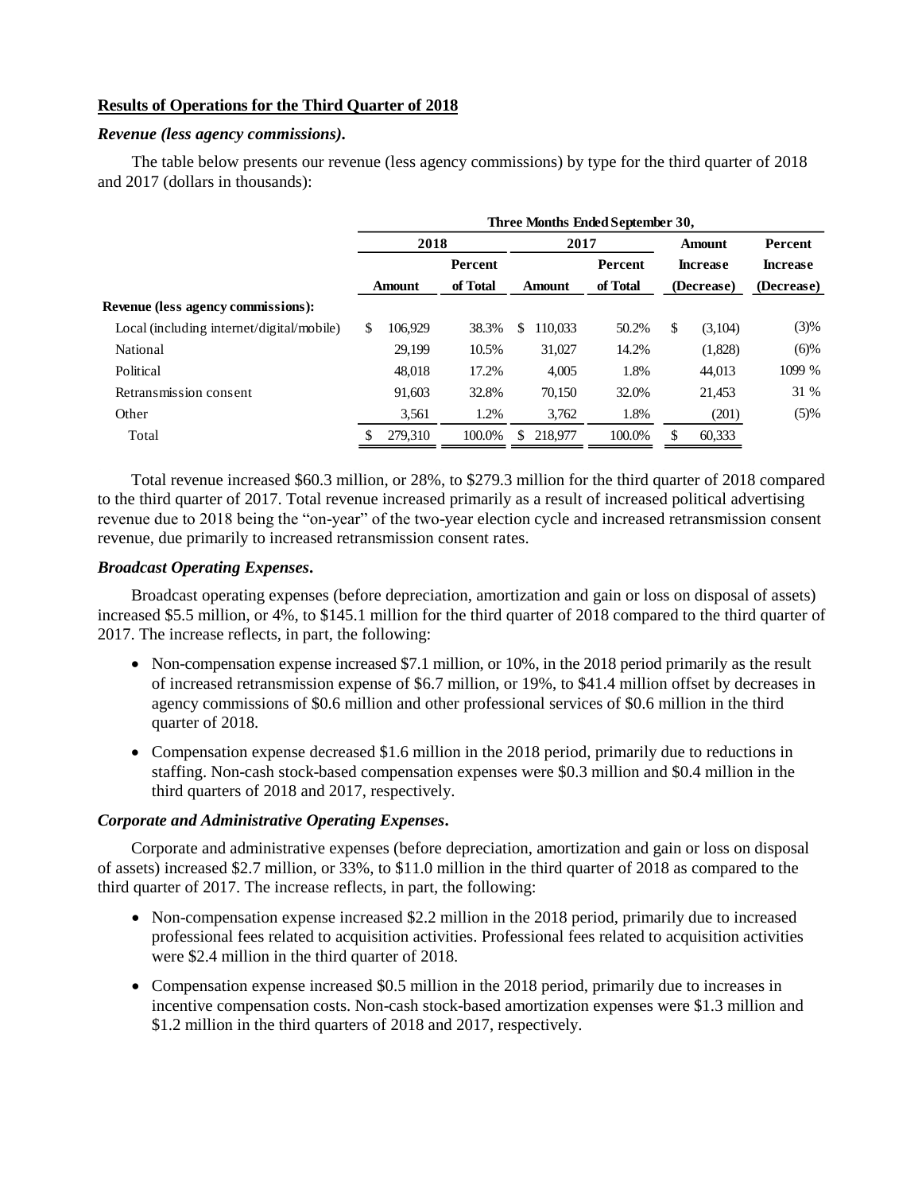## Results of Operations for the Third Quarter of 2018

### *Revenue (less agency commissions).*

The table below presents our revenue (less agency commissions) by type for the third quarter of 2018 and 2017 (dollars in thousands):

| | Three Months Ended September 30, | | | | | |
|---|---|---|---|---|---|---|
| | 2018 | | 2017 | | Amount | Percent |
| | Amount | Percent of Total | Amount | Percent of Total | Increase (Decrease) | Increase (Decrease) |
| **Revenue (less agency commissions):** | | | | | | |
| Local (including internet/digital/mobile) | $ 106,929 | 38.3% | $ 110,033 | 50.2% | $ (3,104) | (3)% |
| National | 29,199 | 10.5% | 31,027 | 14.2% | (1,828) | (6)% |
| Political | 48,018 | 17.2% | 4,005 | 1.8% | 44,013 | 1099 % |
| Retransmission consent | 91,603 | 32.8% | 70,150 | 32.0% | 21,453 | 31 % |
| Other | 3,561 | 1.2% | 3,762 | 1.8% | (201) | (5)% |
| Total | $ 279,310 | 100.0% | $ 218,977 | 100.0% | $ 60,333 | |

Total revenue increased $60.3 million, or 28%, to $279.3 million for the third quarter of 2018 compared to the third quarter of 2017. Total revenue increased primarily as a result of increased political advertising revenue due to 2018 being the "on-year" of the two-year election cycle and increased retransmission consent revenue, due primarily to increased retransmission consent rates.

### *Broadcast Operating Expenses.*

Broadcast operating expenses (before depreciation, amortization and gain or loss on disposal of assets) increased $5.5 million, or 4%, to $145.1 million for the third quarter of 2018 compared to the third quarter of 2017. The increase reflects, in part, the following:

- Non-compensation expense increased $7.1 million, or 10%, in the 2018 period primarily as the result of increased retransmission expense of $6.7 million, or 19%, to $41.4 million offset by decreases in agency commissions of $0.6 million and other professional services of $0.6 million in the third quarter of 2018.
- Compensation expense decreased $1.6 million in the 2018 period, primarily due to reductions in staffing. Non-cash stock-based compensation expenses were $0.3 million and $0.4 million in the third quarters of 2018 and 2017, respectively.

### *Corporate and Administrative Operating Expenses.*

Corporate and administrative expenses (before depreciation, amortization and gain or loss on disposal of assets) increased $2.7 million, or 33%, to $11.0 million in the third quarter of 2018 as compared to the third quarter of 2017. The increase reflects, in part, the following:

- Non-compensation expense increased $2.2 million in the 2018 period, primarily due to increased professional fees related to acquisition activities. Professional fees related to acquisition activities were $2.4 million in the third quarter of 2018.
- Compensation expense increased $0.5 million in the 2018 period, primarily due to increases in incentive compensation costs. Non-cash stock-based amortization expenses were $1.3 million and $1.2 million in the third quarters of 2018 and 2017, respectively.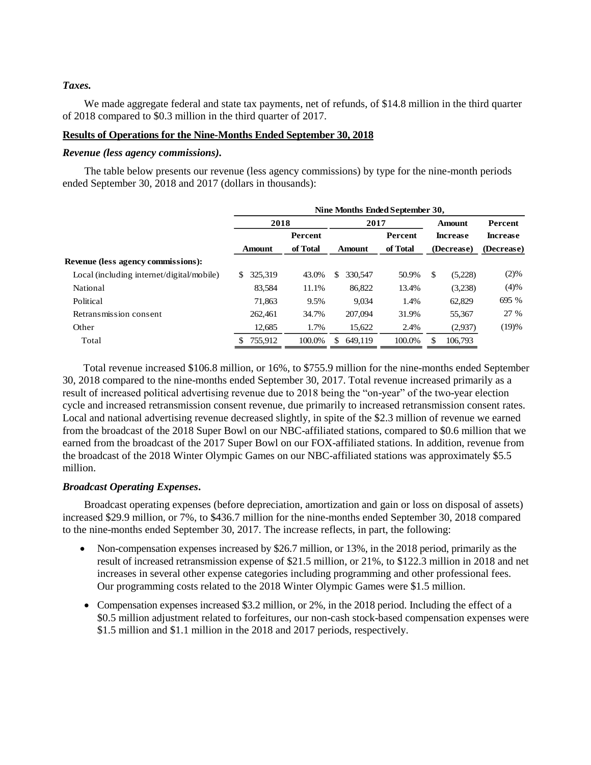***Taxes.***

We made aggregate federal and state tax payments, net of refunds, of $14.8 million in the third quarter of 2018 compared to $0.3 million in the third quarter of 2017.

**Results of Operations for the Nine-Months Ended September 30, 2018**

***Revenue (less agency commissions).***

The table below presents our revenue (less agency commissions) by type for the nine-month periods ended September 30, 2018 and 2017 (dollars in thousands):

| | Nine Months Ended September 30, | | | | | |
|---|---|---|---|---|---|---|
| | 2018 | | 2017 | | Amount | Percent |
| | Amount | Percent of Total | Amount | Percent of Total | Increase (Decrease) | Increase (Decrease) |
| **Revenue (less agency commissions):** | | | | | | |
| Local (including internet/digital/mobile) | $ 325,319 | 43.0% | $ 330,547 | 50.9% | $ (5,228) | (2)% |
| National | 83,584 | 11.1% | 86,822 | 13.4% | (3,238) | (4)% |
| Political | 71,863 | 9.5% | 9,034 | 1.4% | 62,829 | 695 % |
| Retransmission consent | 262,461 | 34.7% | 207,094 | 31.9% | 55,367 | 27 % |
| Other | 12,685 | 1.7% | 15,622 | 2.4% | (2,937) | (19)% |
| Total | $ 755,912 | 100.0% | $ 649,119 | 100.0% | $ 106,793 | |

Total revenue increased $106.8 million, or 16%, to $755.9 million for the nine-months ended September 30, 2018 compared to the nine-months ended September 30, 2017. Total revenue increased primarily as a result of increased political advertising revenue due to 2018 being the "on-year" of the two-year election cycle and increased retransmission consent revenue, due primarily to increased retransmission consent rates. Local and national advertising revenue decreased slightly, in spite of the $2.3 million of revenue we earned from the broadcast of the 2018 Super Bowl on our NBC-affiliated stations, compared to $0.6 million that we earned from the broadcast of the 2017 Super Bowl on our FOX-affiliated stations. In addition, revenue from the broadcast of the 2018 Winter Olympic Games on our NBC-affiliated stations was approximately $5.5 million.

***Broadcast Operating Expenses.***

Broadcast operating expenses (before depreciation, amortization and gain or loss on disposal of assets) increased $29.9 million, or 7%, to $436.7 million for the nine-months ended September 30, 2018 compared to the nine-months ended September 30, 2017. The increase reflects, in part, the following:

- Non-compensation expenses increased by $26.7 million, or 13%, in the 2018 period, primarily as the result of increased retransmission expense of $21.5 million, or 21%, to $122.3 million in 2018 and net increases in several other expense categories including programming and other professional fees. Our programming costs related to the 2018 Winter Olympic Games were $1.5 million.
- Compensation expenses increased $3.2 million, or 2%, in the 2018 period. Including the effect of a $0.5 million adjustment related to forfeitures, our non-cash stock-based compensation expenses were $1.5 million and $1.1 million in the 2018 and 2017 periods, respectively.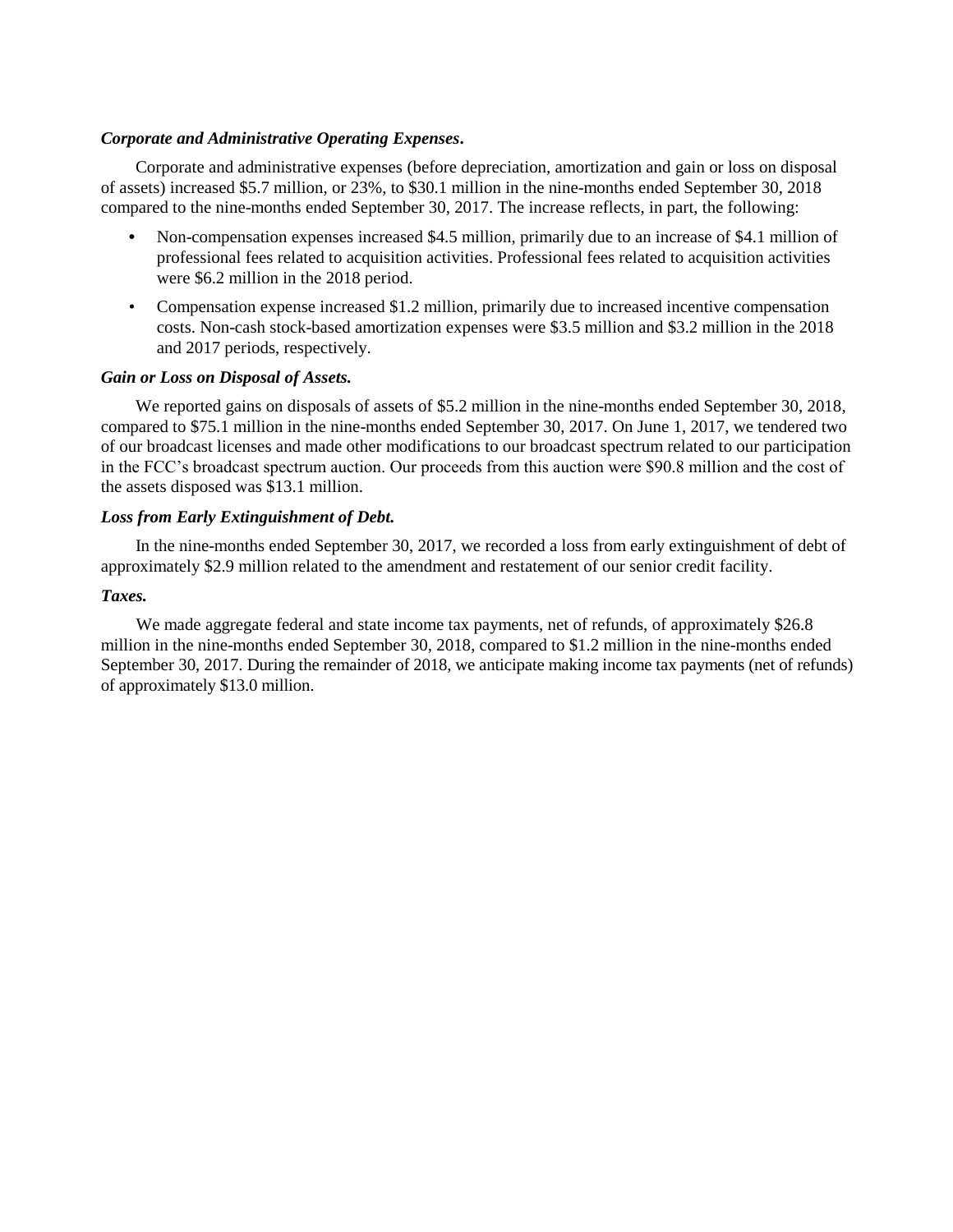***Corporate and Administrative Operating Expenses*.**

Corporate and administrative expenses (before depreciation, amortization and gain or loss on disposal of assets) increased $5.7 million, or 23%, to $30.1 million in the nine-months ended September 30, 2018 compared to the nine-months ended September 30, 2017. The increase reflects, in part, the following:

- Non-compensation expenses increased $4.5 million, primarily due to an increase of $4.1 million of professional fees related to acquisition activities. Professional fees related to acquisition activities were $6.2 million in the 2018 period.
- Compensation expense increased $1.2 million, primarily due to increased incentive compensation costs. Non-cash stock-based amortization expenses were $3.5 million and $3.2 million in the 2018 and 2017 periods, respectively.

***Gain or Loss on Disposal of Assets.***

We reported gains on disposals of assets of $5.2 million in the nine-months ended September 30, 2018, compared to $75.1 million in the nine-months ended September 30, 2017. On June 1, 2017, we tendered two of our broadcast licenses and made other modifications to our broadcast spectrum related to our participation in the FCC's broadcast spectrum auction. Our proceeds from this auction were $90.8 million and the cost of the assets disposed was $13.1 million.

***Loss from Early Extinguishment of Debt.***

In the nine-months ended September 30, 2017, we recorded a loss from early extinguishment of debt of approximately $2.9 million related to the amendment and restatement of our senior credit facility.

***Taxes.***

We made aggregate federal and state income tax payments, net of refunds, of approximately $26.8 million in the nine-months ended September 30, 2018, compared to $1.2 million in the nine-months ended September 30, 2017. During the remainder of 2018, we anticipate making income tax payments (net of refunds) of approximately $13.0 million.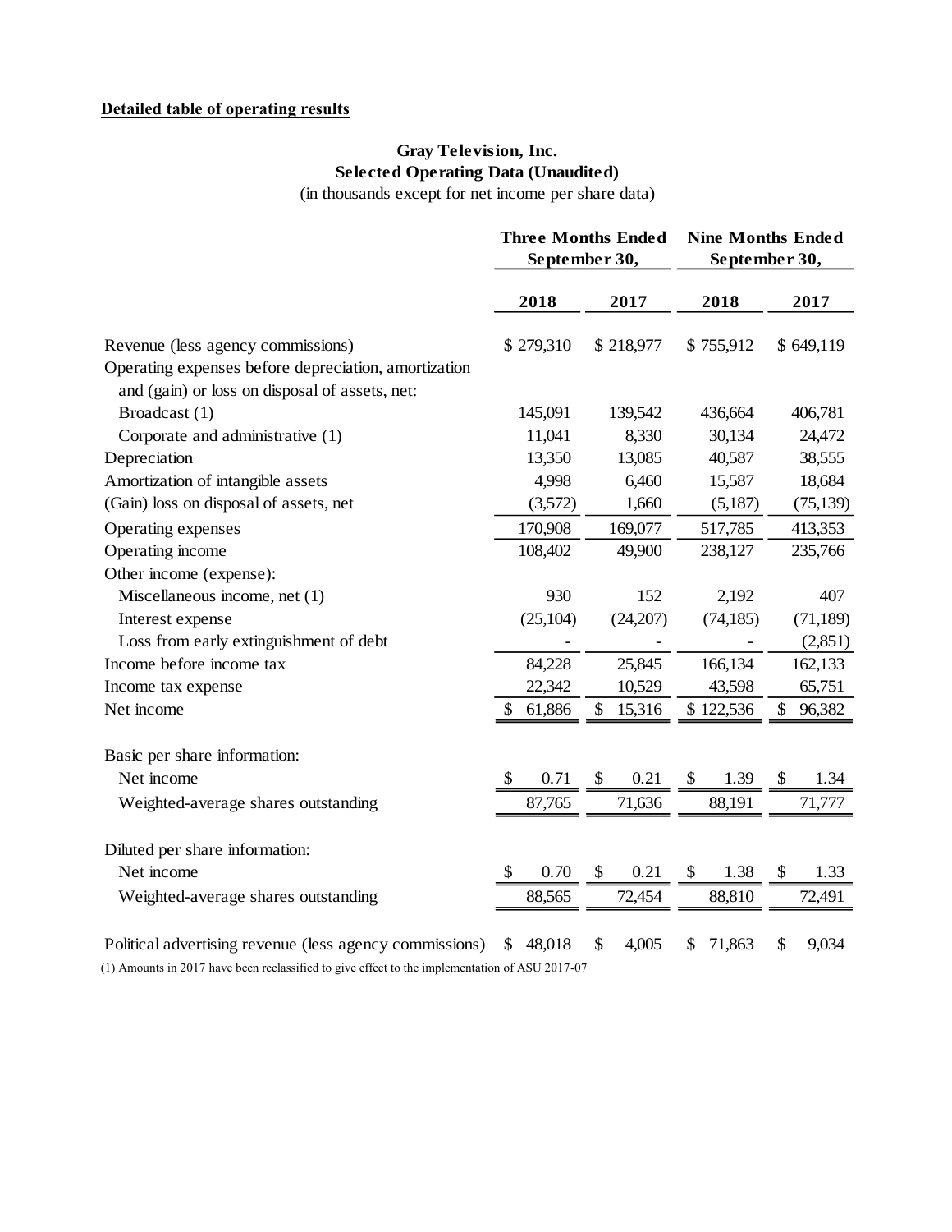**Detailed table of operating results**

**Gray Television, Inc.**
**Selected Operating Data (Unaudited)**
(in thousands except for net income per share data)

| | Three Months Ended September 30, | | Nine Months Ended September 30, | |
|---|---|---|---|---|
| | 2018 | 2017 | 2018 | 2017 |
| Revenue (less agency commissions) | $ 279,310 | $ 218,977 | $ 755,912 | $ 649,119 |
| Operating expenses before depreciation, amortization and (gain) or loss on disposal of assets, net: | | | | |
| Broadcast (1) | 145,091 | 139,542 | 436,664 | 406,781 |
| Corporate and administrative (1) | 11,041 | 8,330 | 30,134 | 24,472 |
| Depreciation | 13,350 | 13,085 | 40,587 | 38,555 |
| Amortization of intangible assets | 4,998 | 6,460 | 15,587 | 18,684 |
| (Gain) loss on disposal of assets, net | (3,572) | 1,660 | (5,187) | (75,139) |
| Operating expenses | 170,908 | 169,077 | 517,785 | 413,353 |
| Operating income | 108,402 | 49,900 | 238,127 | 235,766 |
| Other income (expense): | | | | |
| Miscellaneous income, net (1) | 930 | 152 | 2,192 | 407 |
| Interest expense | (25,104) | (24,207) | (74,185) | (71,189) |
| Loss from early extinguishment of debt | - | - | - | (2,851) |
| Income before income tax | 84,228 | 25,845 | 166,134 | 162,133 |
| Income tax expense | 22,342 | 10,529 | 43,598 | 65,751 |
| Net income | $ 61,886 | $ 15,316 | $ 122,536 | $ 96,382 |
| Basic per share information: | | | | |
| Net income | $ 0.71 | $ 0.21 | $ 1.39 | $ 1.34 |
| Weighted-average shares outstanding | 87,765 | 71,636 | 88,191 | 71,777 |
| Diluted per share information: | | | | |
| Net income | $ 0.70 | $ 0.21 | $ 1.38 | $ 1.33 |
| Weighted-average shares outstanding | 88,565 | 72,454 | 88,810 | 72,491 |
| Political advertising revenue (less agency commissions) | $ 48,018 | $ 4,005 | $ 71,863 | $ 9,034 |

(1) Amounts in 2017 have been reclassified to give effect to the implementation of ASU 2017-07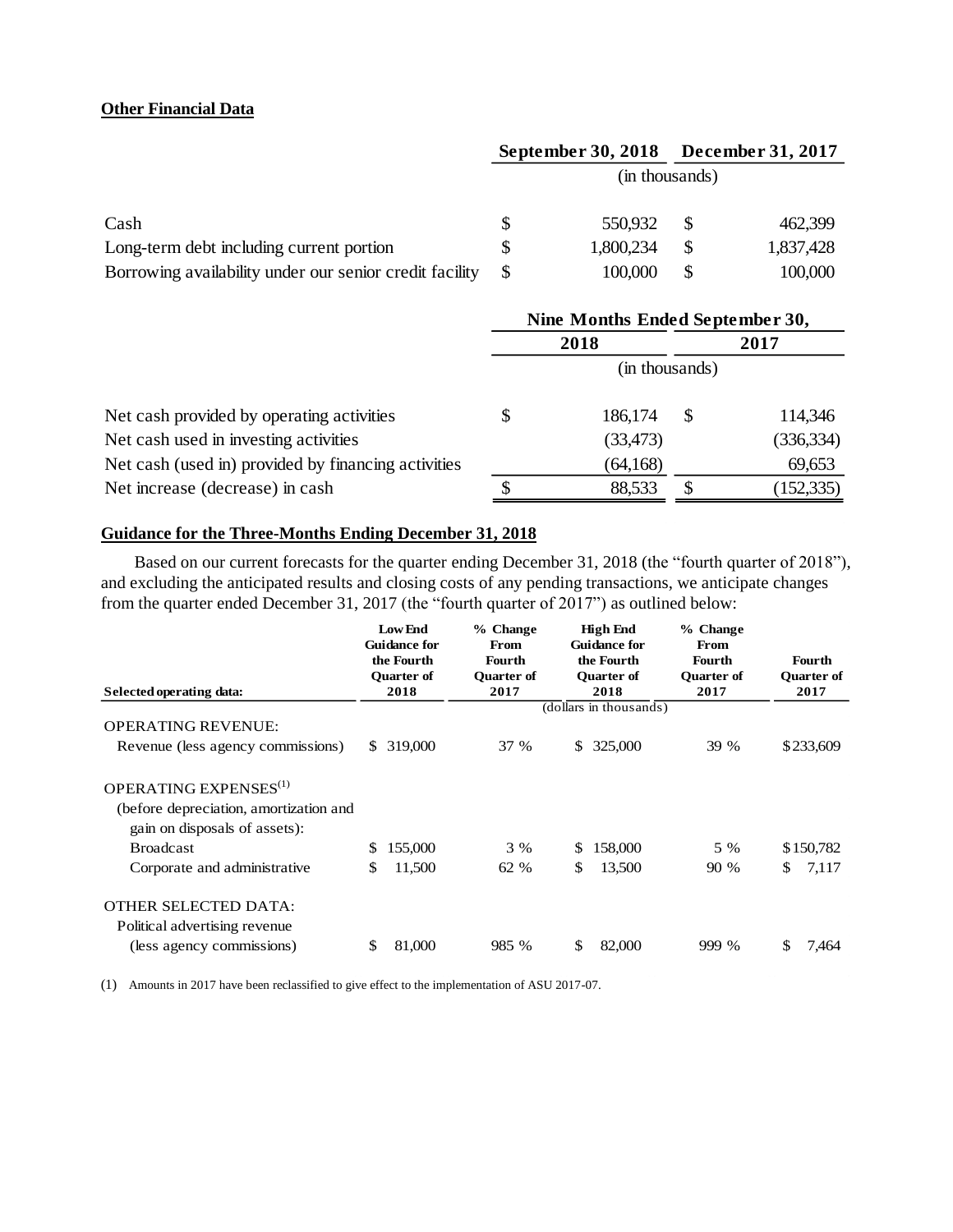**Other Financial Data**

| | September 30, 2018 | December 31, 2017 |
|---|---|---|
| | (in thousands) | |
| Cash | $ 550,932 | $ 462,399 |
| Long-term debt including current portion | $ 1,800,234 | $ 1,837,428 |
| Borrowing availability under our senior credit facility | $ 100,000 | $ 100,000 |

| | Nine Months Ended September 30, | |
|---|---|---|
| | 2018 | 2017 |
| | (in thousands) | |
| Net cash provided by operating activities | $ 186,174 | $ 114,346 |
| Net cash used in investing activities | (33,473) | (336,334) |
| Net cash (used in) provided by financing activities | (64,168) | 69,653 |
| Net increase (decrease) in cash | $ 88,533 | $ (152,335) |

**Guidance for the Three-Months Ending December 31, 2018**

Based on our current forecasts for the quarter ending December 31, 2018 (the "fourth quarter of 2018"), and excluding the anticipated results and closing costs of any pending transactions, we anticipate changes from the quarter ended December 31, 2017 (the "fourth quarter of 2017") as outlined below:

| Selected operating data: | Low End Guidance for the Fourth Quarter of 2018 | % Change From Fourth Quarter of 2017 | High End Guidance for the Fourth Quarter of 2018 | % Change From Fourth Quarter of 2017 | Fourth Quarter of 2017 |
|---|---|---|---|---|---|
| | | | (dollars in thousands) | | |
| OPERATING REVENUE: | | | | | |
| Revenue (less agency commissions) | $ 319,000 | 37 % | $ 325,000 | 39 % | $233,609 |
| OPERATING EXPENSES(1) (before depreciation, amortization and gain on disposals of assets): | | | | | |
| Broadcast | $ 155,000 | 3 % | $ 158,000 | 5 % | $150,782 |
| Corporate and administrative | $ 11,500 | 62 % | $ 13,500 | 90 % | $ 7,117 |
| OTHER SELECTED DATA: | | | | | |
| Political advertising revenue (less agency commissions) | $ 81,000 | 985 % | $ 82,000 | 999 % | $ 7,464 |

(1) Amounts in 2017 have been reclassified to give effect to the implementation of ASU 2017-07.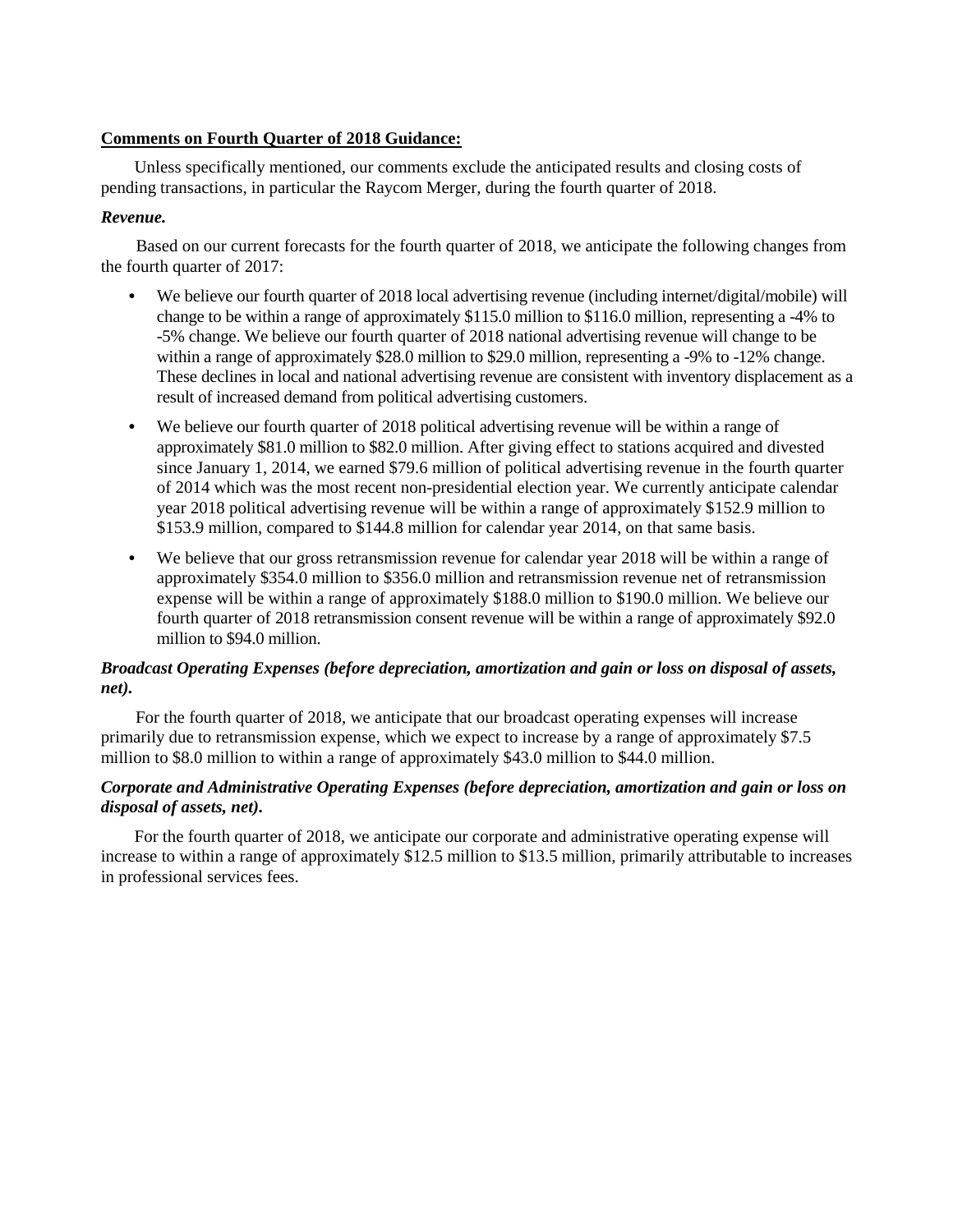**Comments on Fourth Quarter of 2018 Guidance:**

Unless specifically mentioned, our comments exclude the anticipated results and closing costs of pending transactions, in particular the Raycom Merger, during the fourth quarter of 2018.

***Revenue.***

Based on our current forecasts for the fourth quarter of 2018, we anticipate the following changes from the fourth quarter of 2017:

- We believe our fourth quarter of 2018 local advertising revenue (including internet/digital/mobile) will change to be within a range of approximately $115.0 million to $116.0 million, representing a -4% to -5% change. We believe our fourth quarter of 2018 national advertising revenue will change to be within a range of approximately $28.0 million to $29.0 million, representing a -9% to -12% change. These declines in local and national advertising revenue are consistent with inventory displacement as a result of increased demand from political advertising customers.
- We believe our fourth quarter of 2018 political advertising revenue will be within a range of approximately $81.0 million to $82.0 million. After giving effect to stations acquired and divested since January 1, 2014, we earned $79.6 million of political advertising revenue in the fourth quarter of 2014 which was the most recent non-presidential election year. We currently anticipate calendar year 2018 political advertising revenue will be within a range of approximately $152.9 million to $153.9 million, compared to $144.8 million for calendar year 2014, on that same basis.
- We believe that our gross retransmission revenue for calendar year 2018 will be within a range of approximately $354.0 million to $356.0 million and retransmission revenue net of retransmission expense will be within a range of approximately $188.0 million to $190.0 million. We believe our fourth quarter of 2018 retransmission consent revenue will be within a range of approximately $92.0 million to $94.0 million.

***Broadcast Operating Expenses (before depreciation, amortization and gain or loss on disposal of assets, net).***

For the fourth quarter of 2018, we anticipate that our broadcast operating expenses will increase primarily due to retransmission expense, which we expect to increase by a range of approximately $7.5 million to $8.0 million to within a range of approximately $43.0 million to $44.0 million.

***Corporate and Administrative Operating Expenses (before depreciation, amortization and gain or loss on disposal of assets, net).***

For the fourth quarter of 2018, we anticipate our corporate and administrative operating expense will increase to within a range of approximately $12.5 million to $13.5 million, primarily attributable to increases in professional services fees.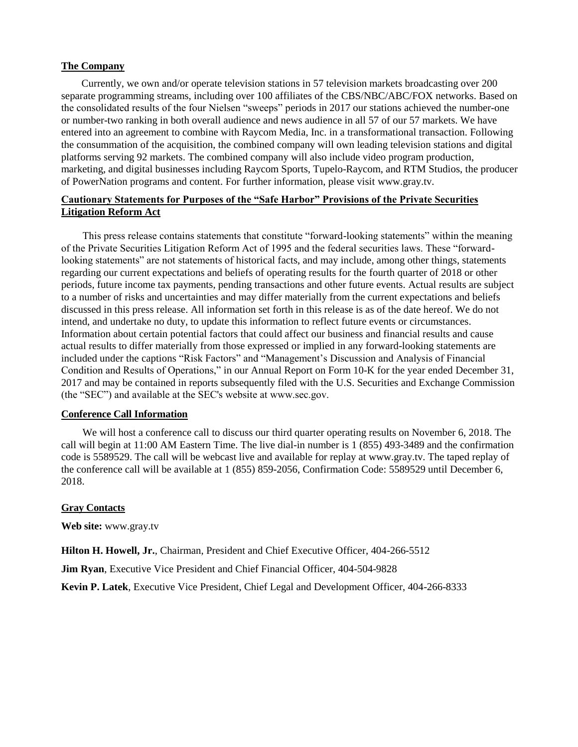## The Company

Currently, we own and/or operate television stations in 57 television markets broadcasting over 200 separate programming streams, including over 100 affiliates of the CBS/NBC/ABC/FOX networks. Based on the consolidated results of the four Nielsen "sweeps" periods in 2017 our stations achieved the number-one or number-two ranking in both overall audience and news audience in all 57 of our 57 markets. We have entered into an agreement to combine with Raycom Media, Inc. in a transformational transaction. Following the consummation of the acquisition, the combined company will own leading television stations and digital platforms serving 92 markets. The combined company will also include video program production, marketing, and digital businesses including Raycom Sports, Tupelo-Raycom, and RTM Studios, the producer of PowerNation programs and content. For further information, please visit www.gray.tv.

## Cautionary Statements for Purposes of the "Safe Harbor" Provisions of the Private Securities Litigation Reform Act

This press release contains statements that constitute "forward-looking statements" within the meaning of the Private Securities Litigation Reform Act of 1995 and the federal securities laws. These "forward-looking statements" are not statements of historical facts, and may include, among other things, statements regarding our current expectations and beliefs of operating results for the fourth quarter of 2018 or other periods, future income tax payments, pending transactions and other future events. Actual results are subject to a number of risks and uncertainties and may differ materially from the current expectations and beliefs discussed in this press release. All information set forth in this release is as of the date hereof. We do not intend, and undertake no duty, to update this information to reflect future events or circumstances. Information about certain potential factors that could affect our business and financial results and cause actual results to differ materially from those expressed or implied in any forward-looking statements are included under the captions "Risk Factors" and "Management's Discussion and Analysis of Financial Condition and Results of Operations," in our Annual Report on Form 10-K for the year ended December 31, 2017 and may be contained in reports subsequently filed with the U.S. Securities and Exchange Commission (the "SEC") and available at the SEC's website at www.sec.gov.

## Conference Call Information

We will host a conference call to discuss our third quarter operating results on November 6, 2018. The call will begin at 11:00 AM Eastern Time. The live dial-in number is 1 (855) 493-3489 and the confirmation code is 5589529. The call will be webcast live and available for replay at www.gray.tv. The taped replay of the conference call will be available at 1 (855) 859-2056, Confirmation Code: 5589529 until December 6, 2018.

## Gray Contacts

**Web site:** www.gray.tv

**Hilton H. Howell, Jr.**, Chairman, President and Chief Executive Officer, 404-266-5512

**Jim Ryan**, Executive Vice President and Chief Financial Officer, 404-504-9828

**Kevin P. Latek**, Executive Vice President, Chief Legal and Development Officer, 404-266-8333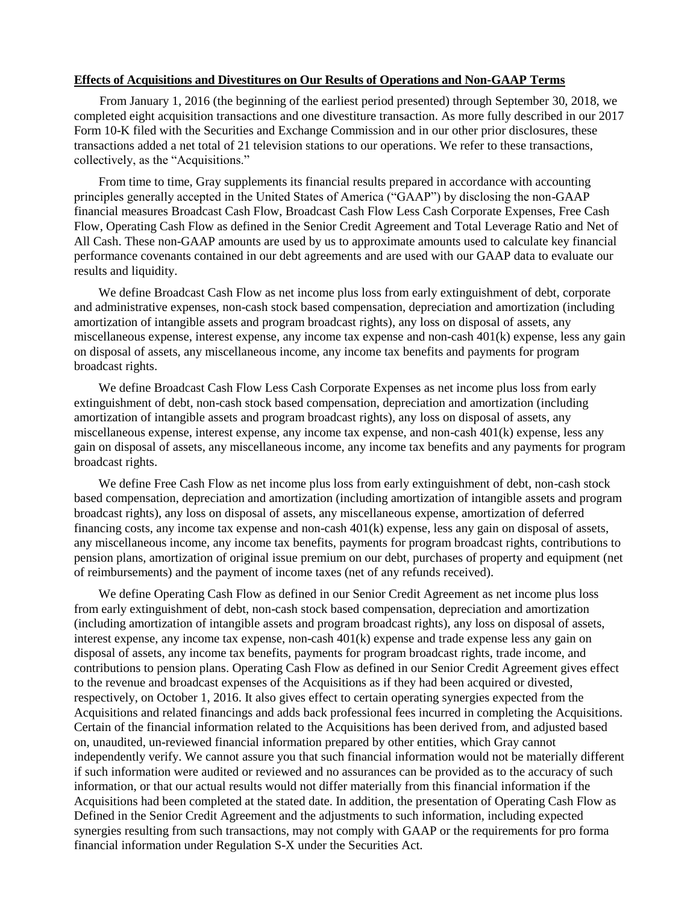**Effects of Acquisitions and Divestitures on Our Results of Operations and Non-GAAP Terms**

From January 1, 2016 (the beginning of the earliest period presented) through September 30, 2018, we completed eight acquisition transactions and one divestiture transaction. As more fully described in our 2017 Form 10-K filed with the Securities and Exchange Commission and in our other prior disclosures, these transactions added a net total of 21 television stations to our operations. We refer to these transactions, collectively, as the "Acquisitions."

From time to time, Gray supplements its financial results prepared in accordance with accounting principles generally accepted in the United States of America ("GAAP") by disclosing the non-GAAP financial measures Broadcast Cash Flow, Broadcast Cash Flow Less Cash Corporate Expenses, Free Cash Flow, Operating Cash Flow as defined in the Senior Credit Agreement and Total Leverage Ratio and Net of All Cash. These non-GAAP amounts are used by us to approximate amounts used to calculate key financial performance covenants contained in our debt agreements and are used with our GAAP data to evaluate our results and liquidity.

We define Broadcast Cash Flow as net income plus loss from early extinguishment of debt, corporate and administrative expenses, non-cash stock based compensation, depreciation and amortization (including amortization of intangible assets and program broadcast rights), any loss on disposal of assets, any miscellaneous expense, interest expense, any income tax expense and non-cash 401(k) expense, less any gain on disposal of assets, any miscellaneous income, any income tax benefits and payments for program broadcast rights.

We define Broadcast Cash Flow Less Cash Corporate Expenses as net income plus loss from early extinguishment of debt, non-cash stock based compensation, depreciation and amortization (including amortization of intangible assets and program broadcast rights), any loss on disposal of assets, any miscellaneous expense, interest expense, any income tax expense, and non-cash 401(k) expense, less any gain on disposal of assets, any miscellaneous income, any income tax benefits and any payments for program broadcast rights.

We define Free Cash Flow as net income plus loss from early extinguishment of debt, non-cash stock based compensation, depreciation and amortization (including amortization of intangible assets and program broadcast rights), any loss on disposal of assets, any miscellaneous expense, amortization of deferred financing costs, any income tax expense and non-cash 401(k) expense, less any gain on disposal of assets, any miscellaneous income, any income tax benefits, payments for program broadcast rights, contributions to pension plans, amortization of original issue premium on our debt, purchases of property and equipment (net of reimbursements) and the payment of income taxes (net of any refunds received).

We define Operating Cash Flow as defined in our Senior Credit Agreement as net income plus loss from early extinguishment of debt, non-cash stock based compensation, depreciation and amortization (including amortization of intangible assets and program broadcast rights), any loss on disposal of assets, interest expense, any income tax expense, non-cash 401(k) expense and trade expense less any gain on disposal of assets, any income tax benefits, payments for program broadcast rights, trade income, and contributions to pension plans. Operating Cash Flow as defined in our Senior Credit Agreement gives effect to the revenue and broadcast expenses of the Acquisitions as if they had been acquired or divested, respectively, on October 1, 2016. It also gives effect to certain operating synergies expected from the Acquisitions and related financings and adds back professional fees incurred in completing the Acquisitions. Certain of the financial information related to the Acquisitions has been derived from, and adjusted based on, unaudited, un-reviewed financial information prepared by other entities, which Gray cannot independently verify. We cannot assure you that such financial information would not be materially different if such information were audited or reviewed and no assurances can be provided as to the accuracy of such information, or that our actual results would not differ materially from this financial information if the Acquisitions had been completed at the stated date. In addition, the presentation of Operating Cash Flow as Defined in the Senior Credit Agreement and the adjustments to such information, including expected synergies resulting from such transactions, may not comply with GAAP or the requirements for pro forma financial information under Regulation S-X under the Securities Act.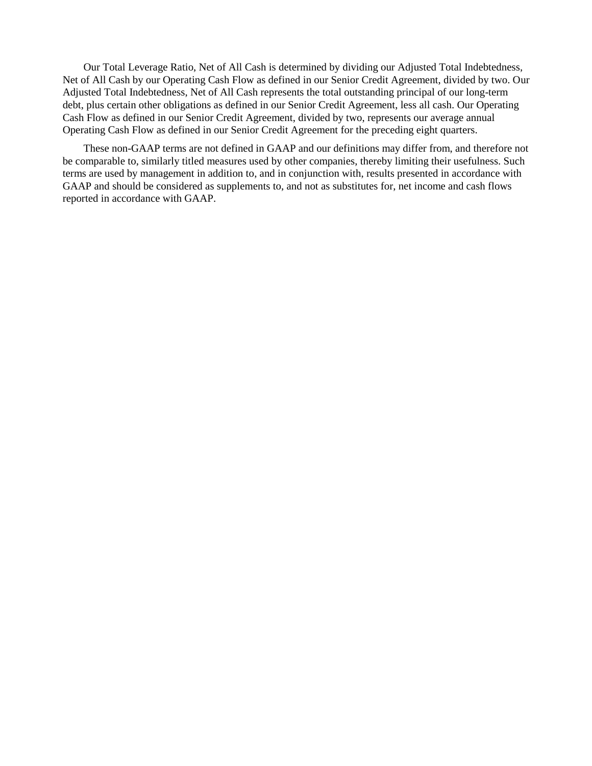Our Total Leverage Ratio, Net of All Cash is determined by dividing our Adjusted Total Indebtedness, Net of All Cash by our Operating Cash Flow as defined in our Senior Credit Agreement, divided by two. Our Adjusted Total Indebtedness, Net of All Cash represents the total outstanding principal of our long-term debt, plus certain other obligations as defined in our Senior Credit Agreement, less all cash. Our Operating Cash Flow as defined in our Senior Credit Agreement, divided by two, represents our average annual Operating Cash Flow as defined in our Senior Credit Agreement for the preceding eight quarters.

These non-GAAP terms are not defined in GAAP and our definitions may differ from, and therefore not be comparable to, similarly titled measures used by other companies, thereby limiting their usefulness. Such terms are used by management in addition to, and in conjunction with, results presented in accordance with GAAP and should be considered as supplements to, and not as substitutes for, net income and cash flows reported in accordance with GAAP.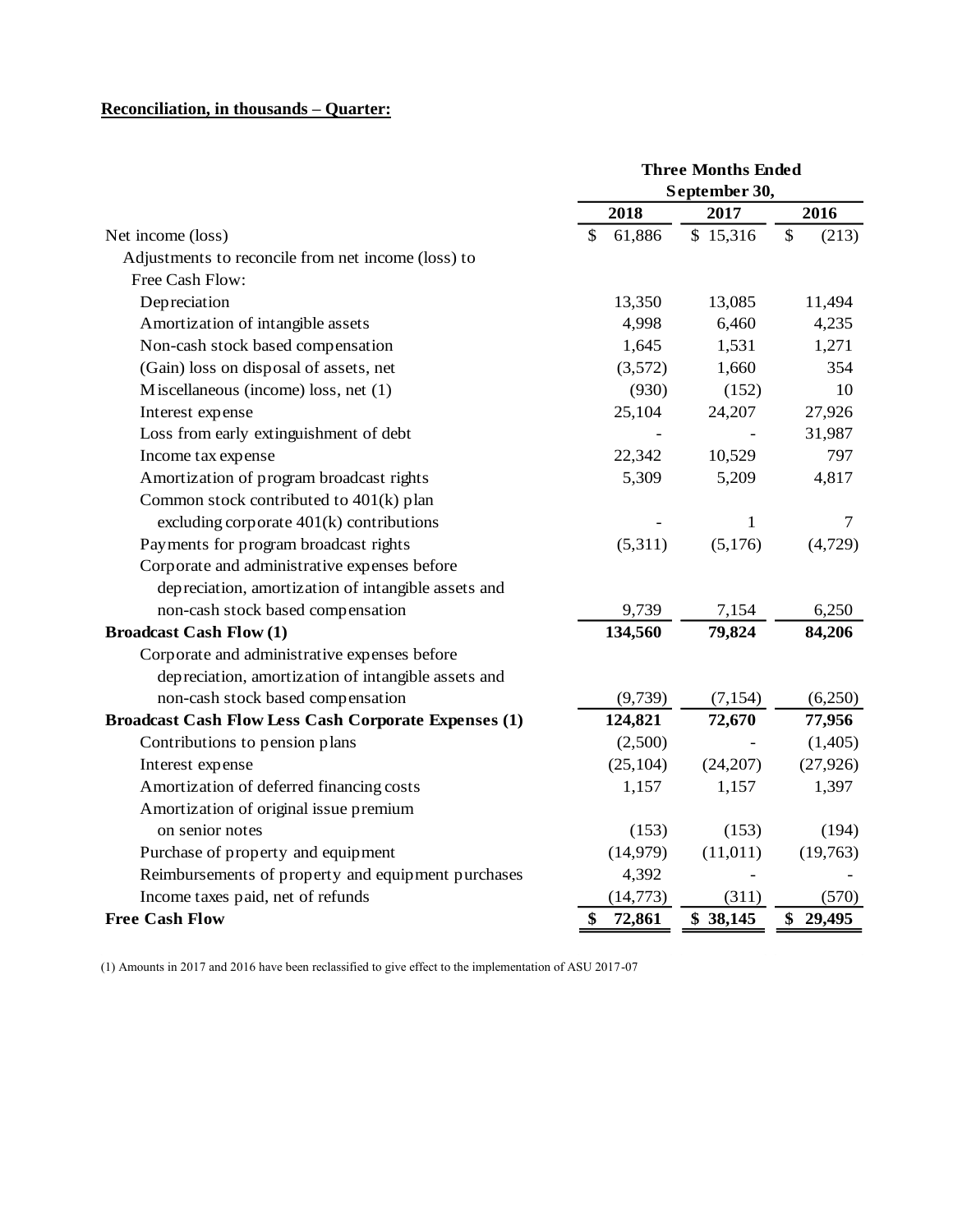**Reconciliation, in thousands – Quarter:**

| | Three Months Ended September 30, | | |
|---|---|---|---|
| | 2018 | 2017 | 2016 |
| Net income (loss) | $ 61,886 | $ 15,316 | $ (213) |
| Adjustments to reconcile from net income (loss) to Free Cash Flow: | | | |
| Depreciation | 13,350 | 13,085 | 11,494 |
| Amortization of intangible assets | 4,998 | 6,460 | 4,235 |
| Non-cash stock based compensation | 1,645 | 1,531 | 1,271 |
| (Gain) loss on disposal of assets, net | (3,572) | 1,660 | 354 |
| Miscellaneous (income) loss, net (1) | (930) | (152) | 10 |
| Interest expense | 25,104 | 24,207 | 27,926 |
| Loss from early extinguishment of debt | - | - | 31,987 |
| Income tax expense | 22,342 | 10,529 | 797 |
| Amortization of program broadcast rights | 5,309 | 5,209 | 4,817 |
| Common stock contributed to 401(k) plan excluding corporate 401(k) contributions | - | 1 | 7 |
| Payments for program broadcast rights | (5,311) | (5,176) | (4,729) |
| Corporate and administrative expenses before depreciation, amortization of intangible assets and non-cash stock based compensation | 9,739 | 7,154 | 6,250 |
| **Broadcast Cash Flow (1)** | **134,560** | **79,824** | **84,206** |
| Corporate and administrative expenses before depreciation, amortization of intangible assets and non-cash stock based compensation | (9,739) | (7,154) | (6,250) |
| **Broadcast Cash Flow Less Cash Corporate Expenses (1)** | **124,821** | **72,670** | **77,956** |
| Contributions to pension plans | (2,500) | - | (1,405) |
| Interest expense | (25,104) | (24,207) | (27,926) |
| Amortization of deferred financing costs | 1,157 | 1,157 | 1,397 |
| Amortization of original issue premium on senior notes | (153) | (153) | (194) |
| Purchase of property and equipment | (14,979) | (11,011) | (19,763) |
| Reimbursements of property and equipment purchases | 4,392 | - | - |
| Income taxes paid, net of refunds | (14,773) | (311) | (570) |
| **Free Cash Flow** | **$ 72,861** | **$ 38,145** | **$ 29,495** |

(1) Amounts in 2017 and 2016 have been reclassified to give effect to the implementation of ASU 2017-07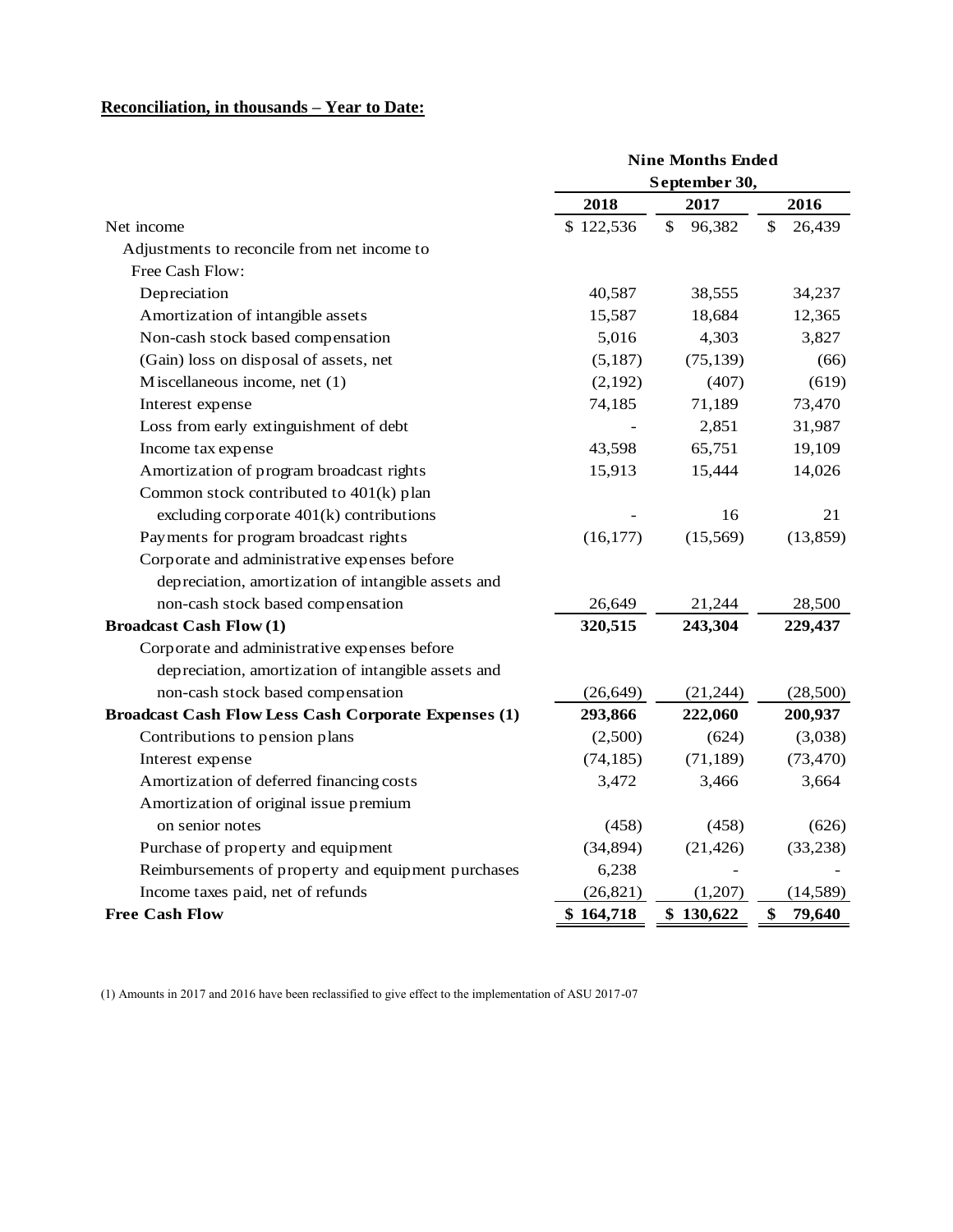**Reconciliation, in thousands – Year to Date:**

| | Nine Months Ended September 30, | | |
|---|---|---|---|
| | 2018 | 2017 | 2016 |
| Net income | $ 122,536 | $ 96,382 | $ 26,439 |
| Adjustments to reconcile from net income to Free Cash Flow: | | | |
| Depreciation | 40,587 | 38,555 | 34,237 |
| Amortization of intangible assets | 15,587 | 18,684 | 12,365 |
| Non-cash stock based compensation | 5,016 | 4,303 | 3,827 |
| (Gain) loss on disposal of assets, net | (5,187) | (75,139) | (66) |
| Miscellaneous income, net (1) | (2,192) | (407) | (619) |
| Interest expense | 74,185 | 71,189 | 73,470 |
| Loss from early extinguishment of debt | - | 2,851 | 31,987 |
| Income tax expense | 43,598 | 65,751 | 19,109 |
| Amortization of program broadcast rights | 15,913 | 15,444 | 14,026 |
| Common stock contributed to 401(k) plan excluding corporate 401(k) contributions | - | 16 | 21 |
| Payments for program broadcast rights | (16,177) | (15,569) | (13,859) |
| Corporate and administrative expenses before depreciation, amortization of intangible assets and non-cash stock based compensation | 26,649 | 21,244 | 28,500 |
| **Broadcast Cash Flow (1)** | **320,515** | **243,304** | **229,437** |
| Corporate and administrative expenses before depreciation, amortization of intangible assets and non-cash stock based compensation | (26,649) | (21,244) | (28,500) |
| **Broadcast Cash Flow Less Cash Corporate Expenses (1)** | **293,866** | **222,060** | **200,937** |
| Contributions to pension plans | (2,500) | (624) | (3,038) |
| Interest expense | (74,185) | (71,189) | (73,470) |
| Amortization of deferred financing costs | 3,472 | 3,466 | 3,664 |
| Amortization of original issue premium on senior notes | (458) | (458) | (626) |
| Purchase of property and equipment | (34,894) | (21,426) | (33,238) |
| Reimbursements of property and equipment purchases | 6,238 | - | - |
| Income taxes paid, net of refunds | (26,821) | (1,207) | (14,589) |
| **Free Cash Flow** | **$ 164,718** | **$ 130,622** | **$ 79,640** |

(1) Amounts in 2017 and 2016 have been reclassified to give effect to the implementation of ASU 2017-07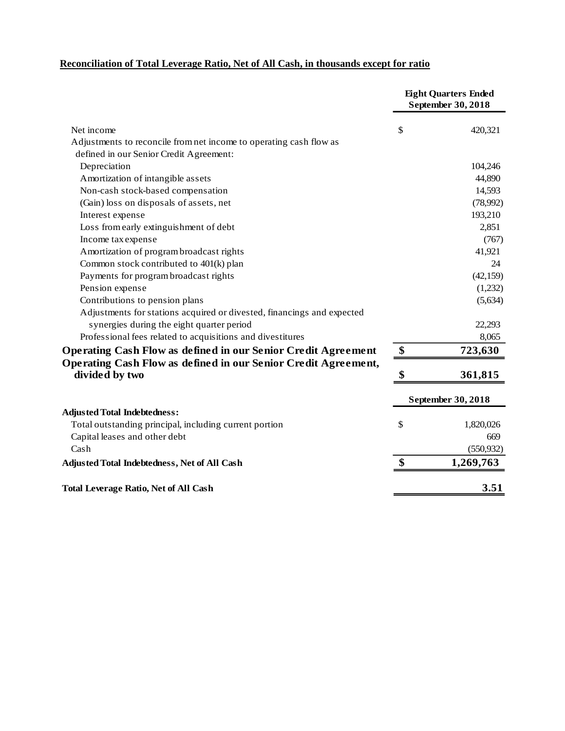**Reconciliation of Total Leverage Ratio, Net of All Cash, in thousands except for ratio**

| | Eight Quarters Ended September 30, 2018 | |
|---|---|---|
| Net income | $ | 420,321 |
| Adjustments to reconcile from net income to operating cash flow as defined in our Senior Credit Agreement: | | |
| Depreciation | | 104,246 |
| Amortization of intangible assets | | 44,890 |
| Non-cash stock-based compensation | | 14,593 |
| (Gain) loss on disposals of assets, net | | (78,992) |
| Interest expense | | 193,210 |
| Loss from early extinguishment of debt | | 2,851 |
| Income tax expense | | (767) |
| Amortization of program broadcast rights | | 41,921 |
| Common stock contributed to 401(k) plan | | 24 |
| Payments for program broadcast rights | | (42,159) |
| Pension expense | | (1,232) |
| Contributions to pension plans | | (5,634) |
| Adjustments for stations acquired or divested, financings and expected synergies during the eight quarter period | | 22,293 |
| Professional fees related to acquisitions and divestitures | | 8,065 |
| **Operating Cash Flow as defined in our Senior Credit Agreement** | **$** | **723,630** |
| **Operating Cash Flow as defined in our Senior Credit Agreement, divided by two** | **$** | **361,815** |
| | **September 30, 2018** | |
| **Adjusted Total Indebtedness:** | | |
| Total outstanding principal, including current portion | $ | 1,820,026 |
| Capital leases and other debt | | 669 |
| Cash | | (550,932) |
| **Adjusted Total Indebtedness, Net of All Cash** | **$** | **1,269,763** |
| **Total Leverage Ratio, Net of All Cash** | | **3.51** |